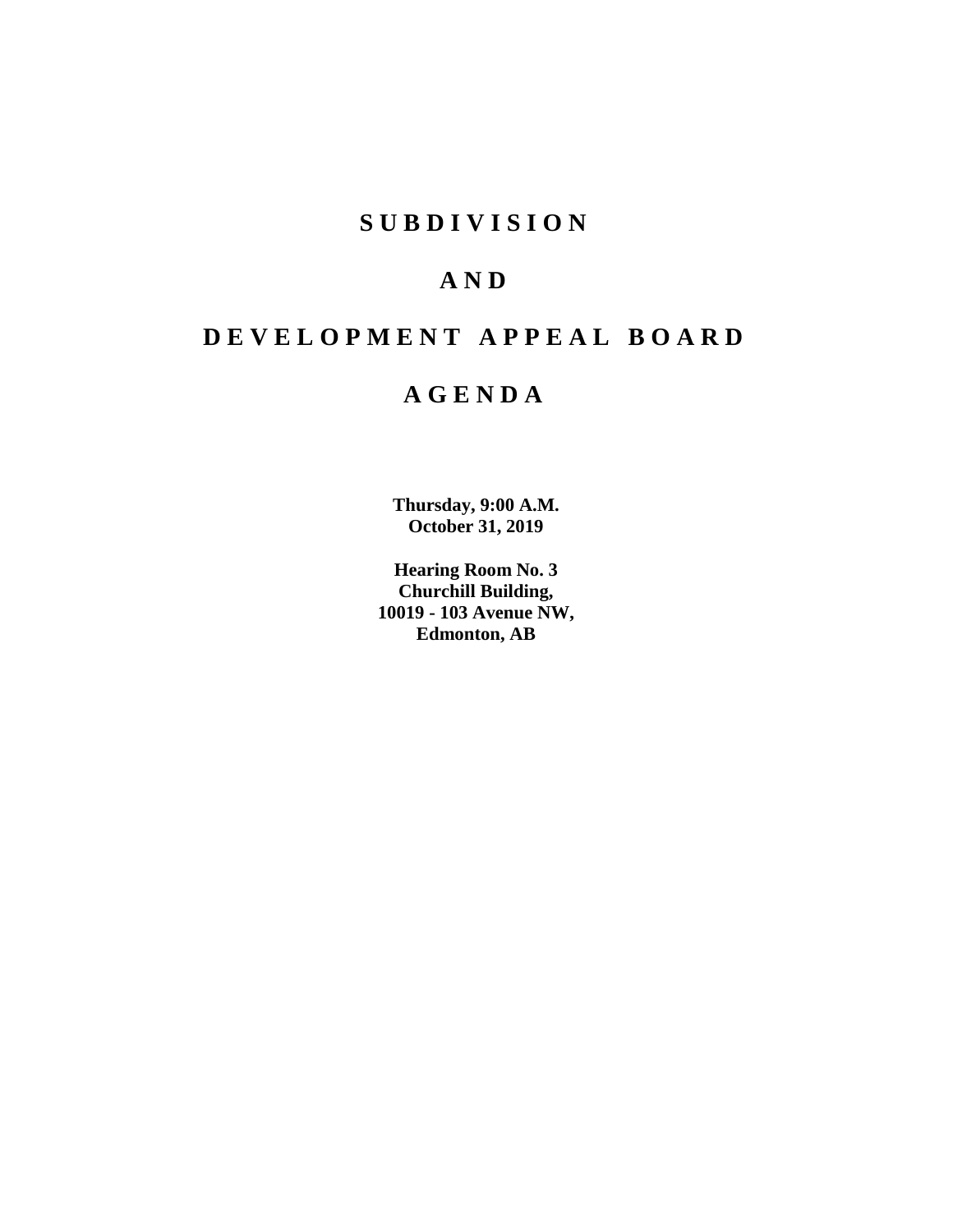# SUBDIVISION

# AND

# DEVELOPMENT APPEAL BOARD

# AGENDA

**Thursday, 9:00 A.M.**
**October 31, 2019**

**Hearing Room No. 3**
**Churchill Building,**
**10019 - 103 Avenue NW,**
**Edmonton, AB**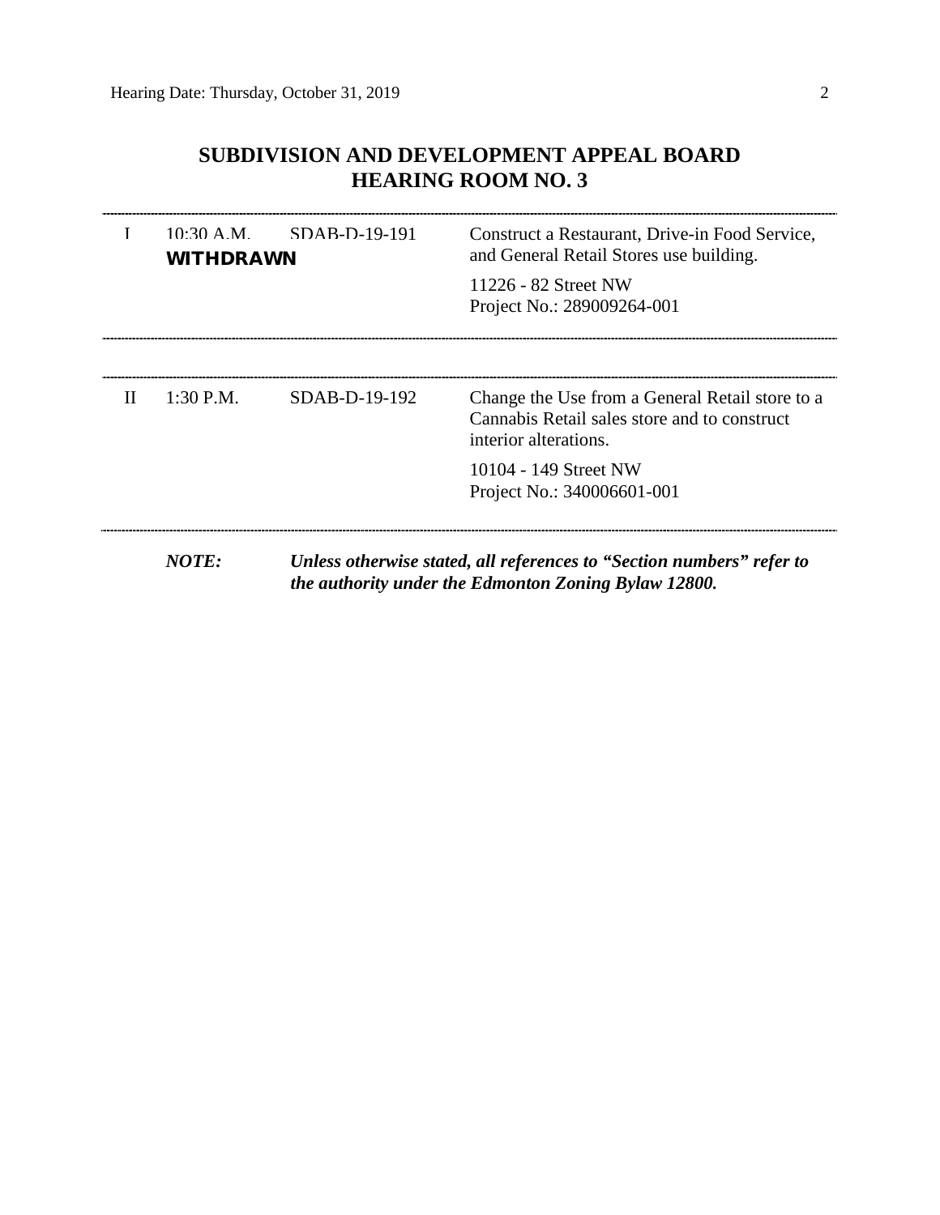# SUBDIVISION AND DEVELOPMENT APPEAL BOARD
# HEARING ROOM NO. 3

| | | | |
|---|---|---|---|
| I | 10:30 A.M. **WITHDRAWN** | SDAB-D-19-191 | Construct a Restaurant, Drive-in Food Service, and General Retail Stores use building.<br><br>11226 - 82 Street NW<br>Project No.: 289009264-001 |

| | | | |
|---|---|---|---|
| II | 1:30 P.M. | SDAB-D-19-192 | Change the Use from a General Retail store to a Cannabis Retail sales store and to construct interior alterations.<br><br>10104 - 149 Street NW<br>Project No.: 340006601-001 |

***NOTE:*** ***Unless otherwise stated, all references to "Section numbers" refer to the authority under the Edmonton Zoning Bylaw 12800.***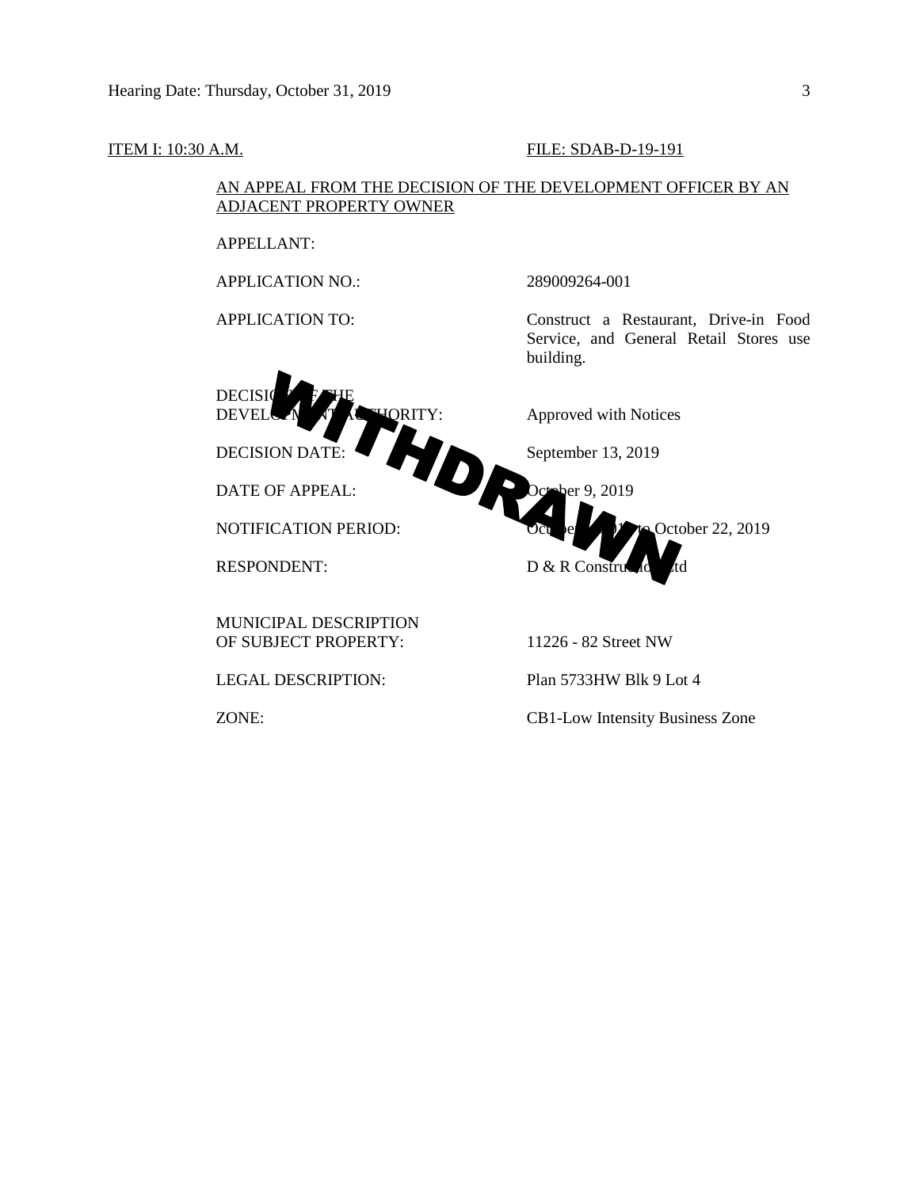ITEM I: 10:30 A.M. FILE: SDAB-D-19-191

AN APPEAL FROM THE DECISION OF THE DEVELOPMENT OFFICER BY AN ADJACENT PROPERTY OWNER

**WITHDRAWN**

| | |
|---|---|
| APPELLANT: | |
| APPLICATION NO.: | 289009264-001 |
| APPLICATION TO: | Construct a Restaurant, Drive-in Food Service, and General Retail Stores use building. |
| DECISION OF THE DEVELOPMENT AUTHORITY: | Approved with Notices |
| DECISION DATE: | September 13, 2019 |
| DATE OF APPEAL: | October 9, 2019 |
| NOTIFICATION PERIOD: | October ... to October 22, 2019 |
| RESPONDENT: | D & R Construction Ltd |
| MUNICIPAL DESCRIPTION OF SUBJECT PROPERTY: | 11226 - 82 Street NW |
| LEGAL DESCRIPTION: | Plan 5733HW Blk 9 Lot 4 |
| ZONE: | CB1-Low Intensity Business Zone |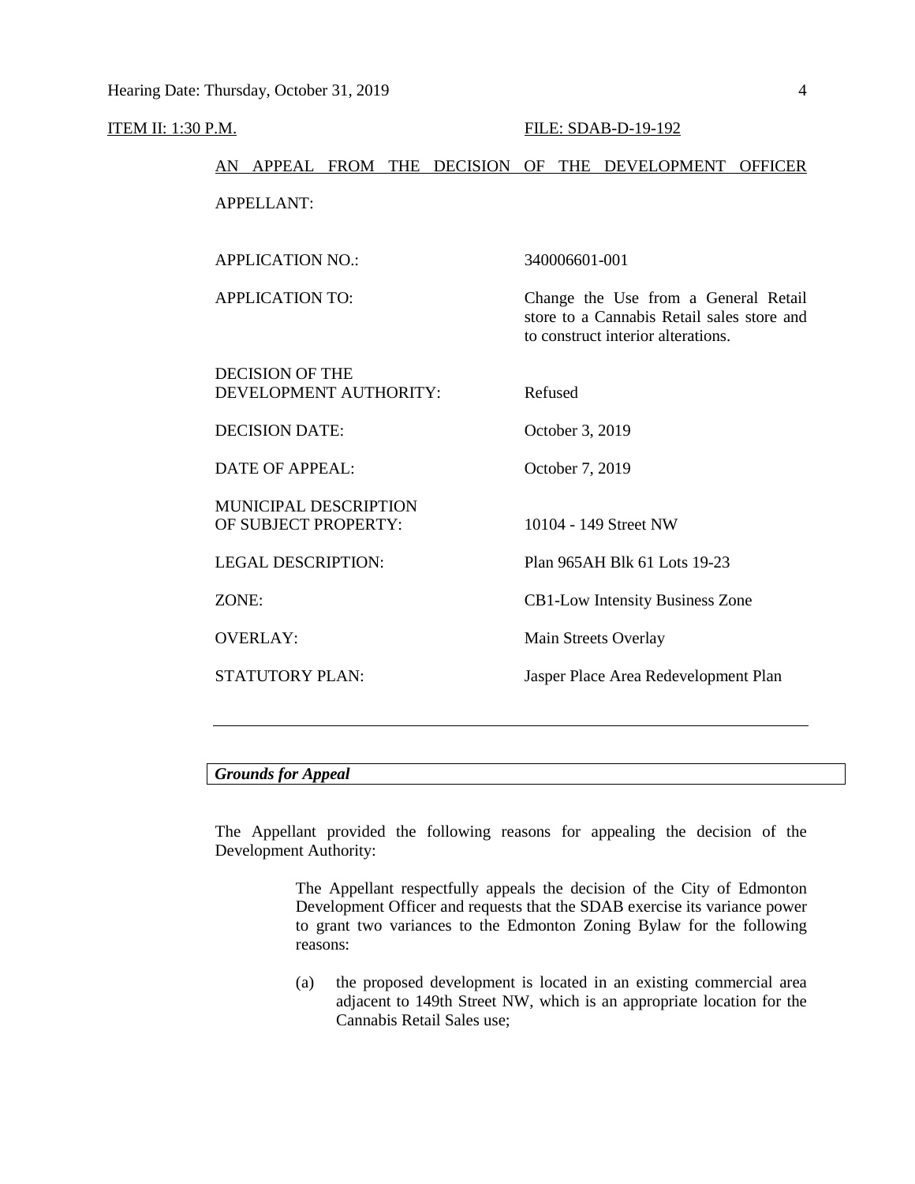ITEM II: 1:30 P.M. FILE: SDAB-D-19-192

AN APPEAL FROM THE DECISION OF THE DEVELOPMENT OFFICER

| | |
|---|---|
| APPELLANT: | |
| APPLICATION NO.: | 340006601-001 |
| APPLICATION TO: | Change the Use from a General Retail store to a Cannabis Retail sales store and to construct interior alterations. |
| DECISION OF THE DEVELOPMENT AUTHORITY: | Refused |
| DECISION DATE: | October 3, 2019 |
| DATE OF APPEAL: | October 7, 2019 |
| MUNICIPAL DESCRIPTION OF SUBJECT PROPERTY: | 10104 - 149 Street NW |
| LEGAL DESCRIPTION: | Plan 965AH Blk 61 Lots 19-23 |
| ZONE: | CB1-Low Intensity Business Zone |
| OVERLAY: | Main Streets Overlay |
| STATUTORY PLAN: | Jasper Place Area Redevelopment Plan |

---

***Grounds for Appeal***

The Appellant provided the following reasons for appealing the decision of the Development Authority:

> The Appellant respectfully appeals the decision of the City of Edmonton Development Officer and requests that the SDAB exercise its variance power to grant two variances to the Edmonton Zoning Bylaw for the following reasons:
>
> (a) the proposed development is located in an existing commercial area adjacent to 149th Street NW, which is an appropriate location for the Cannabis Retail Sales use;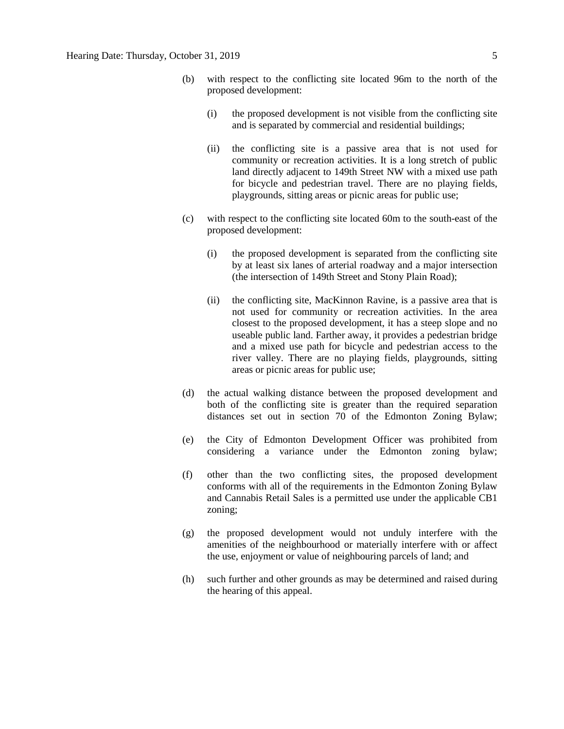(b) with respect to the conflicting site located 96m to the north of the proposed development:

   (i) the proposed development is not visible from the conflicting site and is separated by commercial and residential buildings;

   (ii) the conflicting site is a passive area that is not used for community or recreation activities. It is a long stretch of public land directly adjacent to 149th Street NW with a mixed use path for bicycle and pedestrian travel. There are no playing fields, playgrounds, sitting areas or picnic areas for public use;

(c) with respect to the conflicting site located 60m to the south-east of the proposed development:

   (i) the proposed development is separated from the conflicting site by at least six lanes of arterial roadway and a major intersection (the intersection of 149th Street and Stony Plain Road);

   (ii) the conflicting site, MacKinnon Ravine, is a passive area that is not used for community or recreation activities. In the area closest to the proposed development, it has a steep slope and no useable public land. Farther away, it provides a pedestrian bridge and a mixed use path for bicycle and pedestrian access to the river valley. There are no playing fields, playgrounds, sitting areas or picnic areas for public use;

(d) the actual walking distance between the proposed development and both of the conflicting site is greater than the required separation distances set out in section 70 of the Edmonton Zoning Bylaw;

(e) the City of Edmonton Development Officer was prohibited from considering a variance under the Edmonton zoning bylaw;

(f) other than the two conflicting sites, the proposed development conforms with all of the requirements in the Edmonton Zoning Bylaw and Cannabis Retail Sales is a permitted use under the applicable CB1 zoning;

(g) the proposed development would not unduly interfere with the amenities of the neighbourhood or materially interfere with or affect the use, enjoyment or value of neighbouring parcels of land; and

(h) such further and other grounds as may be determined and raised during the hearing of this appeal.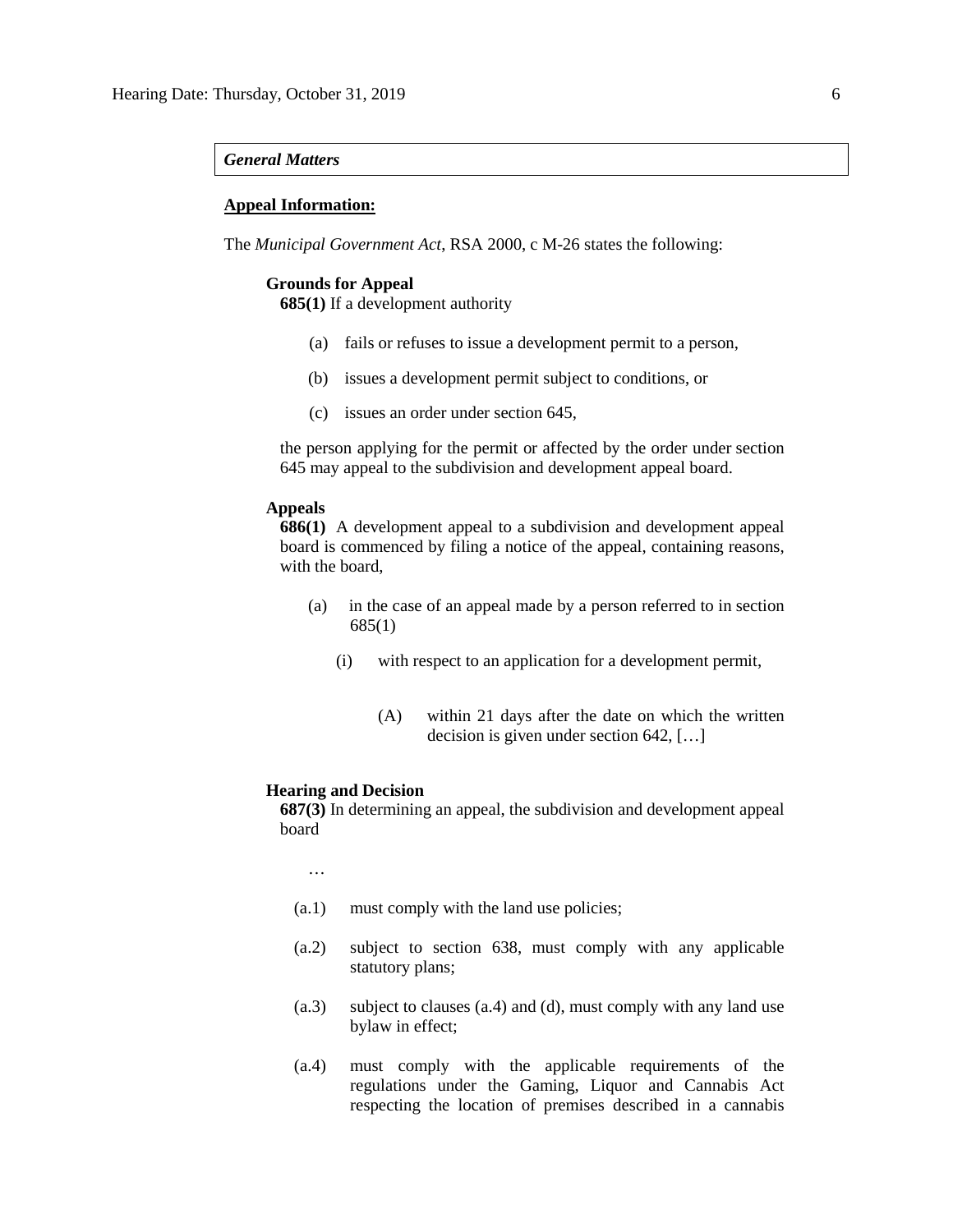*General Matters*

**Appeal Information:**

The *Municipal Government Act*, RSA 2000, c M-26 states the following:

**Grounds for Appeal**

**685(1)** If a development authority

(a) fails or refuses to issue a development permit to a person,

(b) issues a development permit subject to conditions, or

(c) issues an order under section 645,

the person applying for the permit or affected by the order under section 645 may appeal to the subdivision and development appeal board.

**Appeals**

**686(1)** A development appeal to a subdivision and development appeal board is commenced by filing a notice of the appeal, containing reasons, with the board,

(a) in the case of an appeal made by a person referred to in section 685(1)

(i) with respect to an application for a development permit,

(A) within 21 days after the date on which the written decision is given under section 642, […]

**Hearing and Decision**

**687(3)** In determining an appeal, the subdivision and development appeal board

…

(a.1) must comply with the land use policies;

(a.2) subject to section 638, must comply with any applicable statutory plans;

(a.3) subject to clauses (a.4) and (d), must comply with any land use bylaw in effect;

(a.4) must comply with the applicable requirements of the regulations under the Gaming, Liquor and Cannabis Act respecting the location of premises described in a cannabis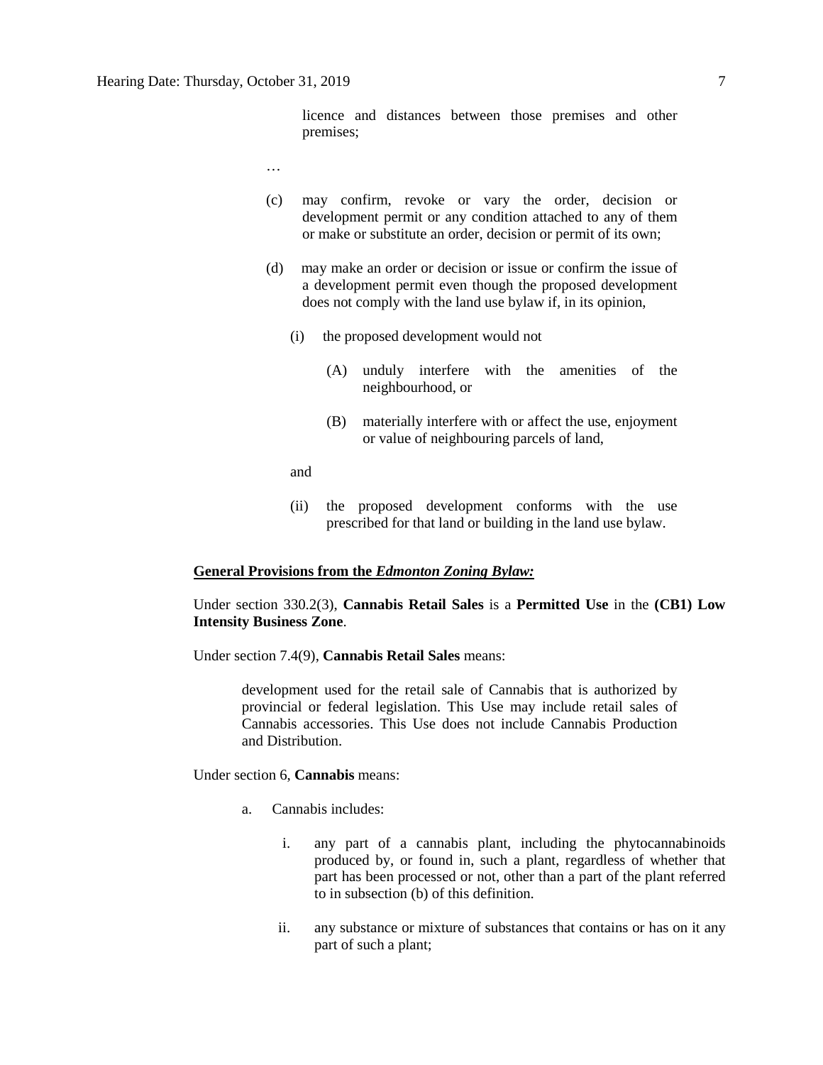licence and distances between those premises and other premises;

…

(c) may confirm, revoke or vary the order, decision or development permit or any condition attached to any of them or make or substitute an order, decision or permit of its own;

(d) may make an order or decision or issue or confirm the issue of a development permit even though the proposed development does not comply with the land use bylaw if, in its opinion,

(i) the proposed development would not

(A) unduly interfere with the amenities of the neighbourhood, or

(B) materially interfere with or affect the use, enjoyment or value of neighbouring parcels of land,

and

(ii) the proposed development conforms with the use prescribed for that land or building in the land use bylaw.

**<u>General Provisions from the *Edmonton Zoning Bylaw:*</u>**

Under section 330.2(3), **Cannabis Retail Sales** is a **Permitted Use** in the **(CB1) Low Intensity Business Zone**.

Under section 7.4(9), **Cannabis Retail Sales** means:

> development used for the retail sale of Cannabis that is authorized by provincial or federal legislation. This Use may include retail sales of Cannabis accessories. This Use does not include Cannabis Production and Distribution.

Under section 6, **Cannabis** means:

a. Cannabis includes:

   i. any part of a cannabis plant, including the phytocannabinoids produced by, or found in, such a plant, regardless of whether that part has been processed or not, other than a part of the plant referred to in subsection (b) of this definition.

   ii. any substance or mixture of substances that contains or has on it any part of such a plant;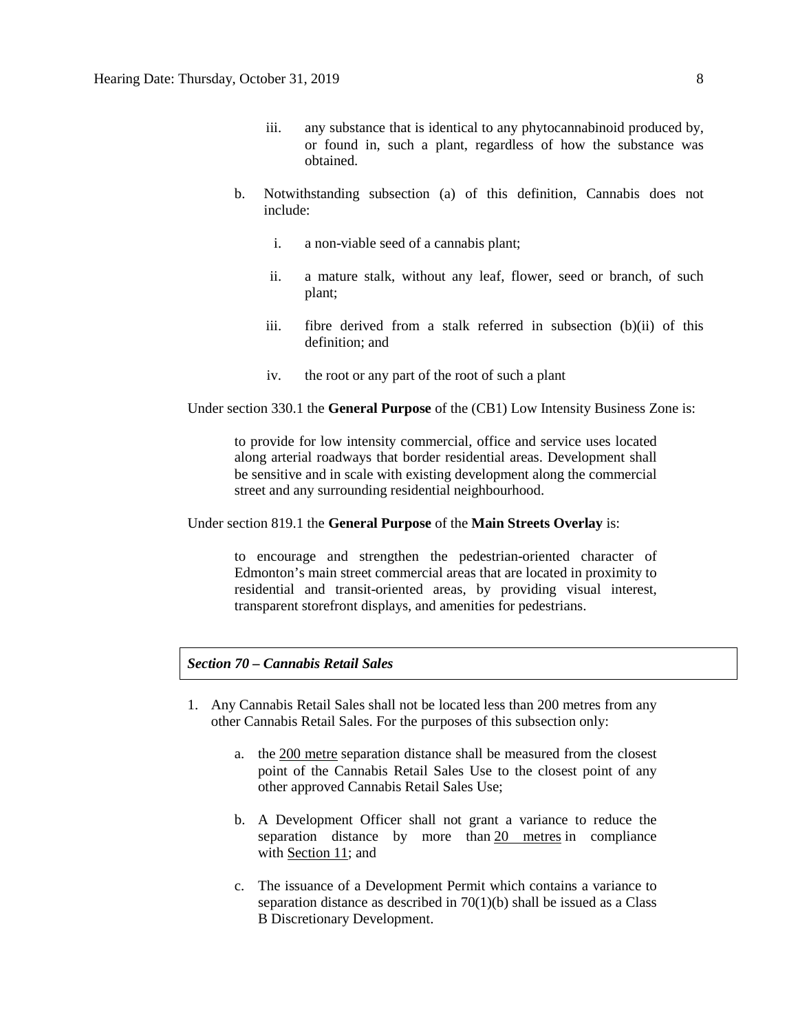iii. any substance that is identical to any phytocannabinoid produced by, or found in, such a plant, regardless of how the substance was obtained.

b. Notwithstanding subsection (a) of this definition, Cannabis does not include:

   i. a non-viable seed of a cannabis plant;

   ii. a mature stalk, without any leaf, flower, seed or branch, of such plant;

   iii. fibre derived from a stalk referred in subsection (b)(ii) of this definition; and

   iv. the root or any part of the root of such a plant

Under section 330.1 the **General Purpose** of the (CB1) Low Intensity Business Zone is:

> to provide for low intensity commercial, office and service uses located along arterial roadways that border residential areas. Development shall be sensitive and in scale with existing development along the commercial street and any surrounding residential neighbourhood.

Under section 819.1 the **General Purpose** of the **Main Streets Overlay** is:

> to encourage and strengthen the pedestrian-oriented character of Edmonton's main street commercial areas that are located in proximity to residential and transit-oriented areas, by providing visual interest, transparent storefront displays, and amenities for pedestrians.

***Section 70 – Cannabis Retail Sales***

1. Any Cannabis Retail Sales shall not be located less than 200 metres from any other Cannabis Retail Sales. For the purposes of this subsection only:

   a. the 200 metre separation distance shall be measured from the closest point of the Cannabis Retail Sales Use to the closest point of any other approved Cannabis Retail Sales Use;

   b. A Development Officer shall not grant a variance to reduce the separation distance by more than 20 metres in compliance with Section 11; and

   c. The issuance of a Development Permit which contains a variance to separation distance as described in 70(1)(b) shall be issued as a Class B Discretionary Development.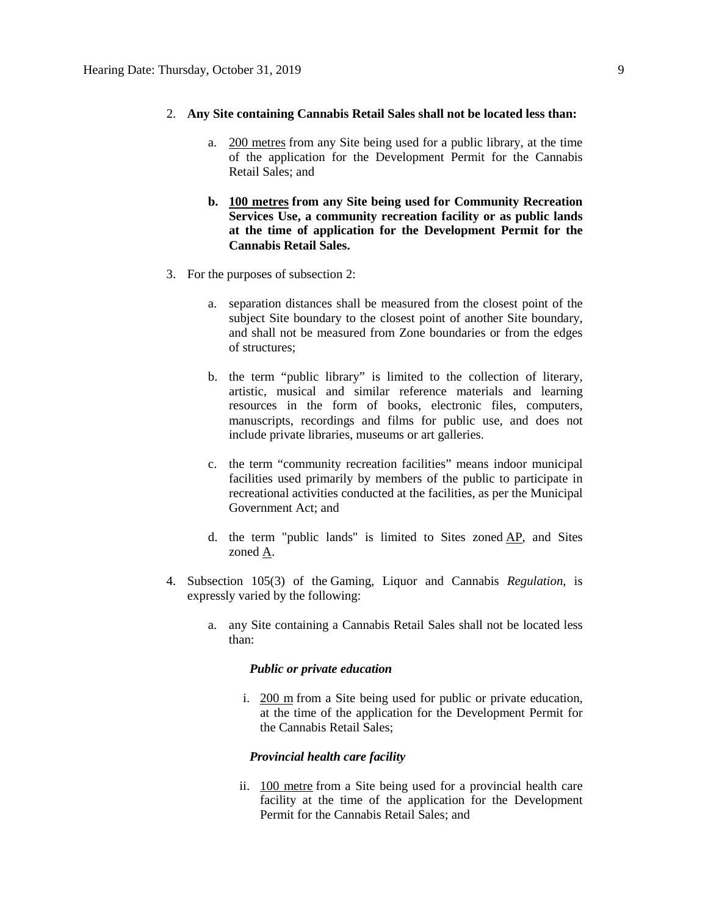2. **Any Site containing Cannabis Retail Sales shall not be located less than:**

    a. 200 metres from any Site being used for a public library, at the time of the application for the Development Permit for the Cannabis Retail Sales; and

    **b. 100 metres from any Site being used for Community Recreation Services Use, a community recreation facility or as public lands at the time of application for the Development Permit for the Cannabis Retail Sales.**

3. For the purposes of subsection 2:

    a. separation distances shall be measured from the closest point of the subject Site boundary to the closest point of another Site boundary, and shall not be measured from Zone boundaries or from the edges of structures;

    b. the term "public library" is limited to the collection of literary, artistic, musical and similar reference materials and learning resources in the form of books, electronic files, computers, manuscripts, recordings and films for public use, and does not include private libraries, museums or art galleries.

    c. the term "community recreation facilities" means indoor municipal facilities used primarily by members of the public to participate in recreational activities conducted at the facilities, as per the Municipal Government Act; and

    d. the term "public lands" is limited to Sites zoned AP, and Sites zoned A.

4. Subsection 105(3) of the Gaming, Liquor and Cannabis *Regulation*, is expressly varied by the following:

    a. any Site containing a Cannabis Retail Sales shall not be located less than:

        ***Public or private education***

        i. 200 m from a Site being used for public or private education, at the time of the application for the Development Permit for the Cannabis Retail Sales;

        ***Provincial health care facility***

        ii. 100 metre from a Site being used for a provincial health care facility at the time of the application for the Development Permit for the Cannabis Retail Sales; and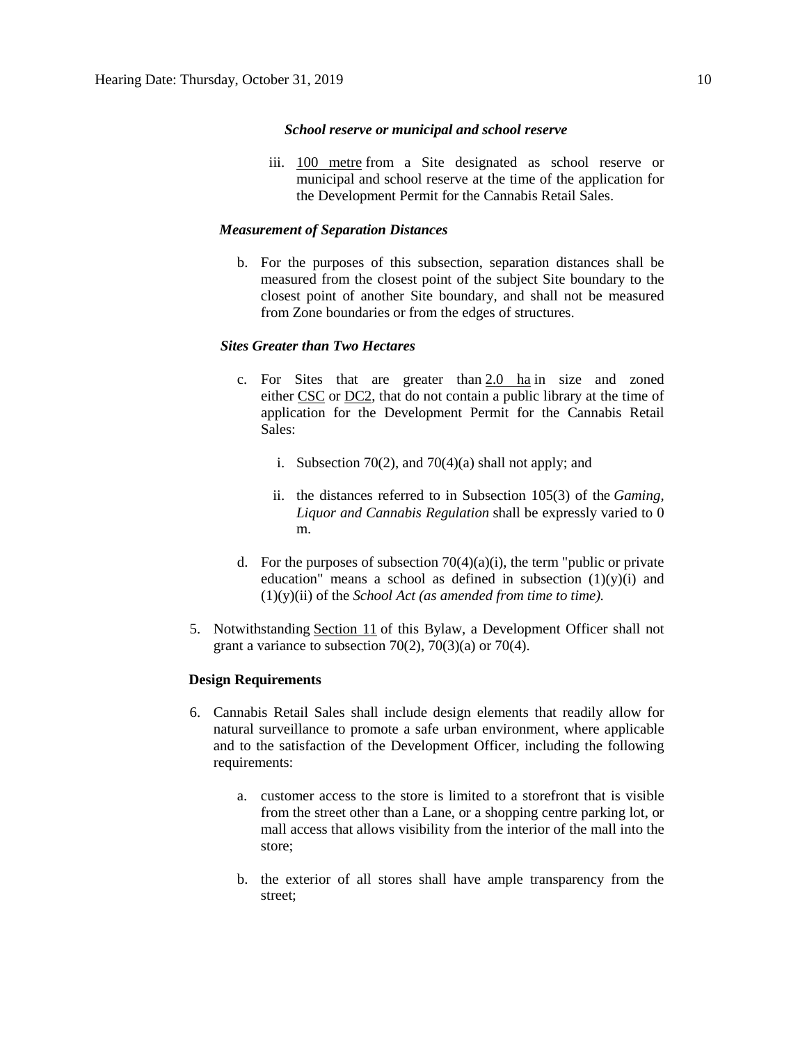*School reserve or municipal and school reserve*

iii. 100 metre from a Site designated as school reserve or municipal and school reserve at the time of the application for the Development Permit for the Cannabis Retail Sales.

*Measurement of Separation Distances*

b. For the purposes of this subsection, separation distances shall be measured from the closest point of the subject Site boundary to the closest point of another Site boundary, and shall not be measured from Zone boundaries or from the edges of structures.

*Sites Greater than Two Hectares*

c. For Sites that are greater than 2.0 ha in size and zoned either CSC or DC2, that do not contain a public library at the time of application for the Development Permit for the Cannabis Retail Sales:

   i. Subsection 70(2), and 70(4)(a) shall not apply; and

   ii. the distances referred to in Subsection 105(3) of the *Gaming, Liquor and Cannabis Regulation* shall be expressly varied to 0 m.

d. For the purposes of subsection 70(4)(a)(i), the term "public or private education" means a school as defined in subsection (1)(y)(i) and (1)(y)(ii) of the *School Act (as amended from time to time).*

5. Notwithstanding Section 11 of this Bylaw, a Development Officer shall not grant a variance to subsection 70(2), 70(3)(a) or 70(4).

**Design Requirements**

6. Cannabis Retail Sales shall include design elements that readily allow for natural surveillance to promote a safe urban environment, where applicable and to the satisfaction of the Development Officer, including the following requirements:

   a. customer access to the store is limited to a storefront that is visible from the street other than a Lane, or a shopping centre parking lot, or mall access that allows visibility from the interior of the mall into the store;

   b. the exterior of all stores shall have ample transparency from the street;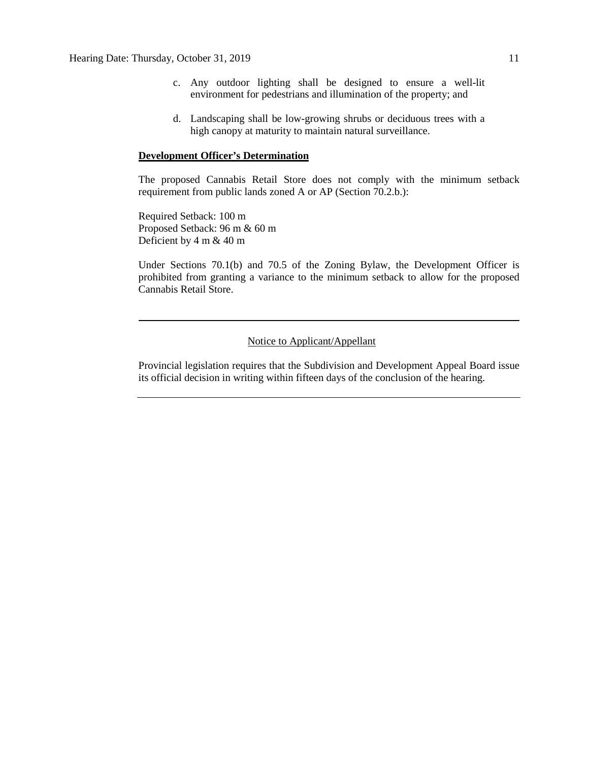c. Any outdoor lighting shall be designed to ensure a well-lit environment for pedestrians and illumination of the property; and

d. Landscaping shall be low-growing shrubs or deciduous trees with a high canopy at maturity to maintain natural surveillance.

**Development Officer's Determination**

The proposed Cannabis Retail Store does not comply with the minimum setback requirement from public lands zoned A or AP (Section 70.2.b.):

Required Setback: 100 m
Proposed Setback: 96 m & 60 m
Deficient by 4 m & 40 m

Under Sections 70.1(b) and 70.5 of the Zoning Bylaw, the Development Officer is prohibited from granting a variance to the minimum setback to allow for the proposed Cannabis Retail Store.

---

Notice to Applicant/Appellant

Provincial legislation requires that the Subdivision and Development Appeal Board issue its official decision in writing within fifteen days of the conclusion of the hearing.

---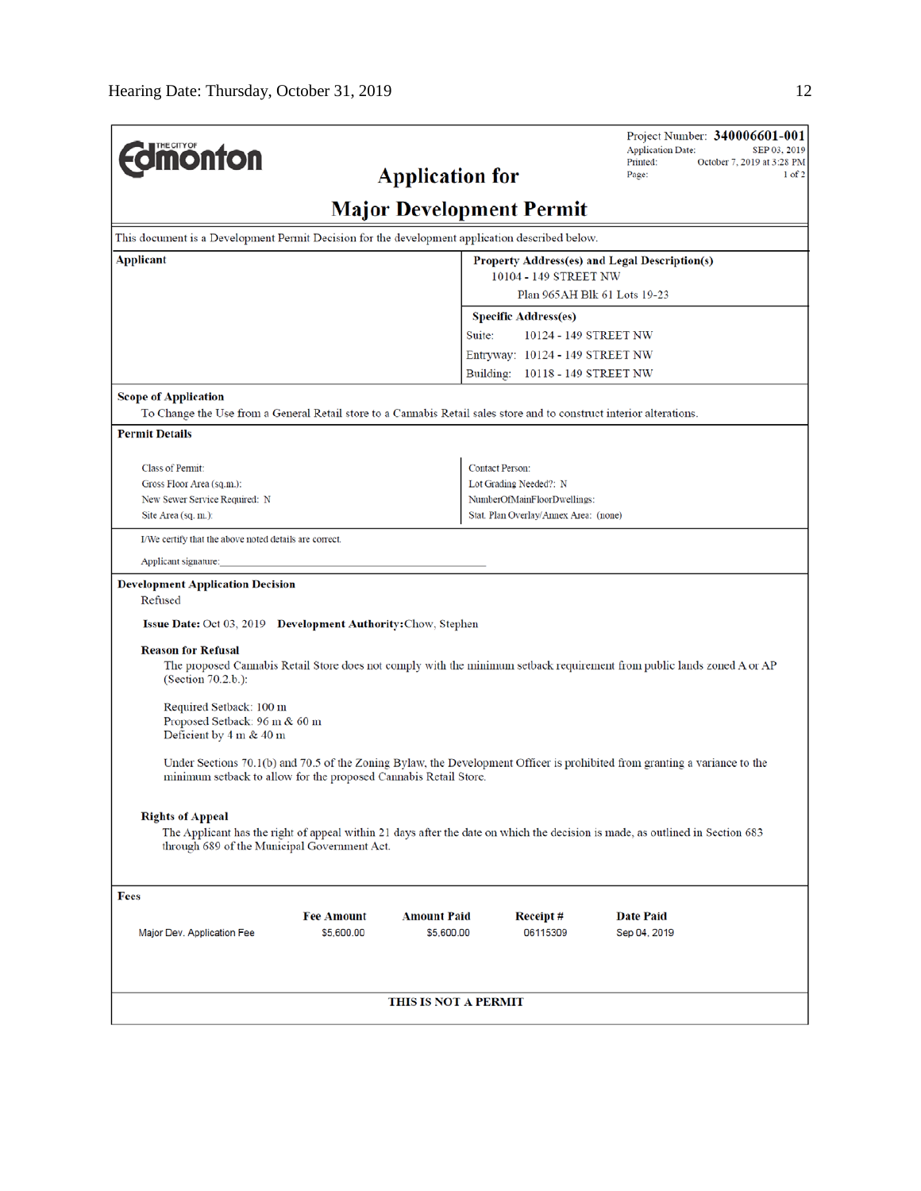Hearing Date: Thursday, October 31, 2019

**THE CITY OF Edmonton**

Project Number: **340006601-001**
Application Date: SEP 03, 2019
Printed: October 7, 2019 at 3:28 PM
Page: 1 of 2

# Application for Major Development Permit

This document is a Development Permit Decision for the development application described below.

| Applicant | Property Address(es) and Legal Description(s) |
|---|---|
| | 10104 - 149 STREET NW |
| | Plan 965AH Blk 61 Lots 19-23 |
| | **Specific Address(es)** |
| | Suite: 10124 - 149 STREET NW |
| | Entryway: 10124 - 149 STREET NW |
| | Building: 10118 - 149 STREET NW |

**Scope of Application**

To Change the Use from a General Retail store to a Cannabis Retail sales store and to construct interior alterations.

**Permit Details**

| | |
|---|---|
| Class of Permit: | Contact Person: |
| Gross Floor Area (sq.m.): | Lot Grading Needed?: N |
| New Sewer Service Required: N | NumberOfMainFloorDwellings: |
| Site Area (sq. m.): | Stat. Plan Overlay/Annex Area: (none) |

I/We certify that the above noted details are correct.

Applicant signature:_______________________________________________

**Development Application Decision**

Refused

**Issue Date:** Oct 03, 2019 **Development Authority:** Chow, Stephen

**Reason for Refusal**

The proposed Cannabis Retail Store does not comply with the minimum setback requirement from public lands zoned A or AP (Section 70.2.b.):

Required Setback: 100 m
Proposed Setback: 96 m & 60 m
Deficient by 4 m & 40 m

Under Sections 70.1(b) and 70.5 of the Zoning Bylaw, the Development Officer is prohibited from granting a variance to the minimum setback to allow for the proposed Cannabis Retail Store.

**Rights of Appeal**

The Applicant has the right of appeal within 21 days after the date on which the decision is made, as outlined in Section 683 through 689 of the Municipal Government Act.

**Fees**

| | Fee Amount | Amount Paid | Receipt # | Date Paid |
|---|---|---|---|---|
| Major Dev. Application Fee | $5,600.00 | $5,600.00 | 06115309 | Sep 04, 2019 |

**THIS IS NOT A PERMIT**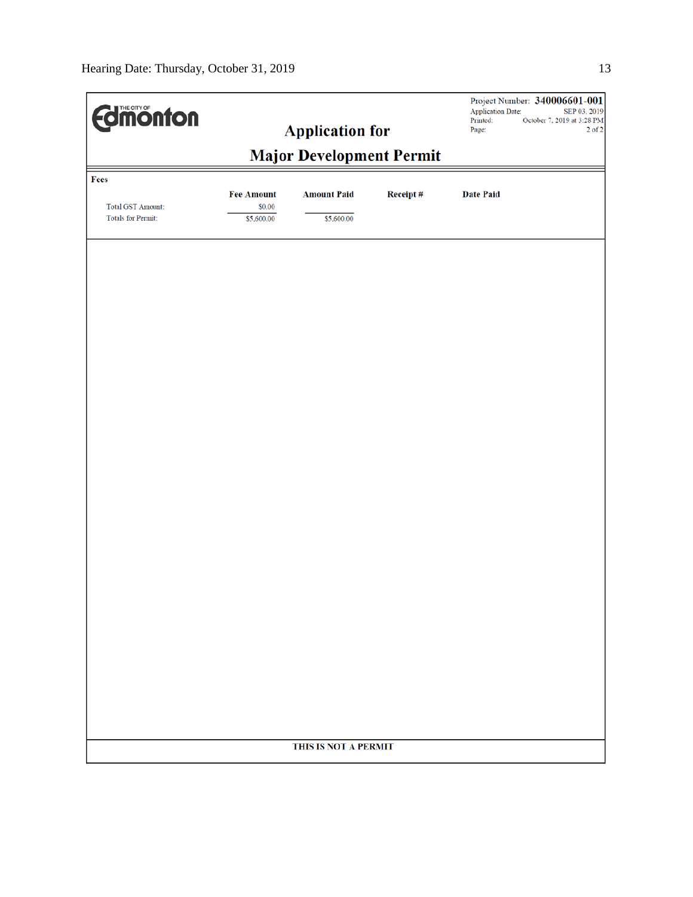Project Number: **340006601-001**
Application Date: SEP 03, 2019
Printed: October 7, 2019 at 3:28 PM

# Application for

# Major Development Permit

**Fees**

| | Fee Amount | Amount Paid | Receipt # | Date Paid |
|---|---|---|---|---|
| Total GST Amount: | $0.00 | | | |
| Totals for Permit: | $5,600.00 | $5,600.00 | | |

**THIS IS NOT A PERMIT**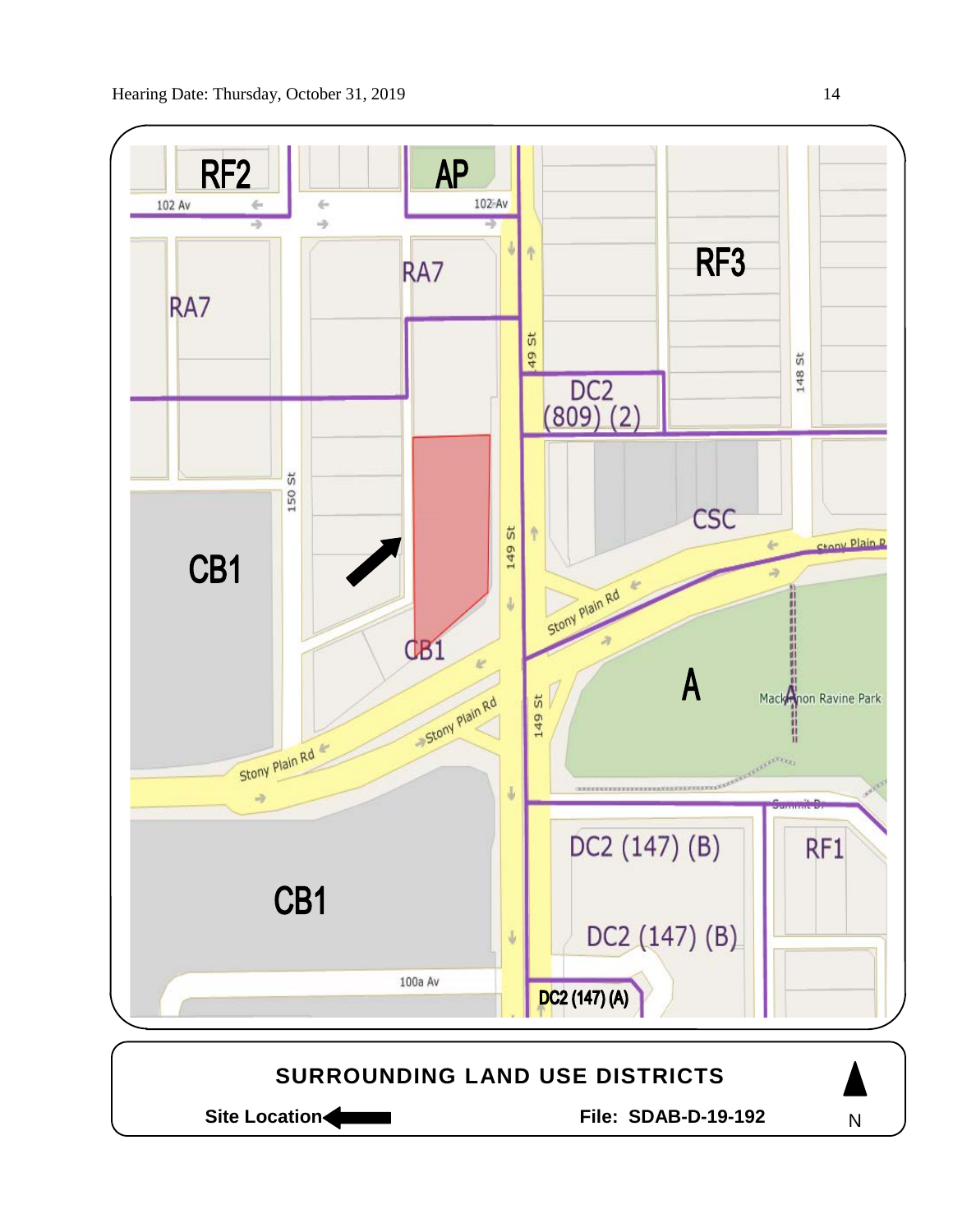RF2

102 Av

AP

102 Av

RA7

RA7

RF3

149 St

DC2 (809) (2)

148 St

150 St

CB1

149 St

CSC

Stony Plain Rd

Stony Plain Rd

CB1

A

Mackinnon Ravine Park

149 St

Stony Plain Rd

Stony Plain Rd

Summit Dr

DC2 (147) (B)

RF1

CB1

DC2 (147) (B)

100a Av

DC2 (147) (A)

**SURROUNDING LAND USE DISTRICTS**

**Site Location**

**File: SDAB-D-19-192**

N